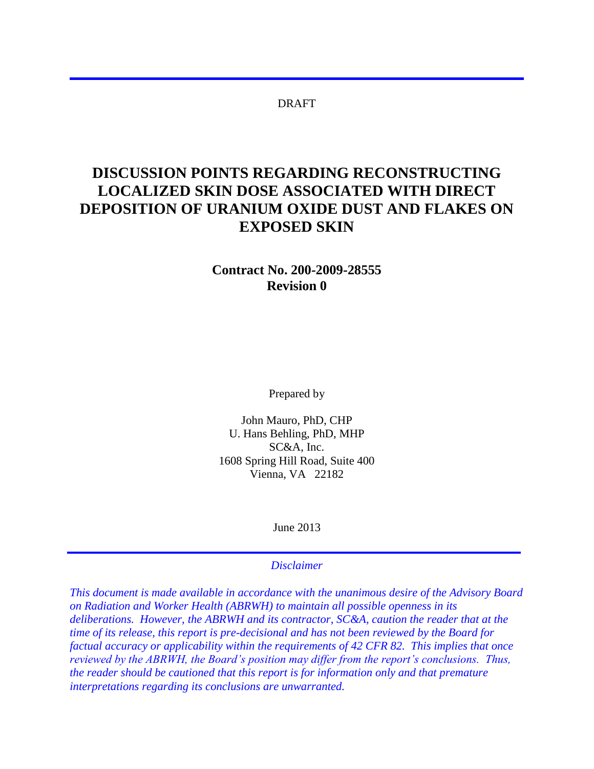DRAFT

# DISCUSSION POINTS REGARDING RECONSTRUCTING LOCALIZED SKIN DOSE ASSOCIATED WITH DIRECT DEPOSITION OF URANIUM OXIDE DUST AND FLAKES ON EXPOSED SKIN

**Contract No. 200-2009-28555**
**Revision 0**

Prepared by

John Mauro, PhD, CHP
U. Hans Behling, PhD, MHP
SC&A, Inc.
1608 Spring Hill Road, Suite 400
Vienna, VA 22182

June 2013

*Disclaimer*

*This document is made available in accordance with the unanimous desire of the Advisory Board on Radiation and Worker Health (ABRWH) to maintain all possible openness in its deliberations. However, the ABRWH and its contractor, SC&A, caution the reader that at the time of its release, this report is pre-decisional and has not been reviewed by the Board for factual accuracy or applicability within the requirements of 42 CFR 82. This implies that once reviewed by the ABRWH, the Board's position may differ from the report's conclusions. Thus, the reader should be cautioned that this report is for information only and that premature interpretations regarding its conclusions are unwarranted.*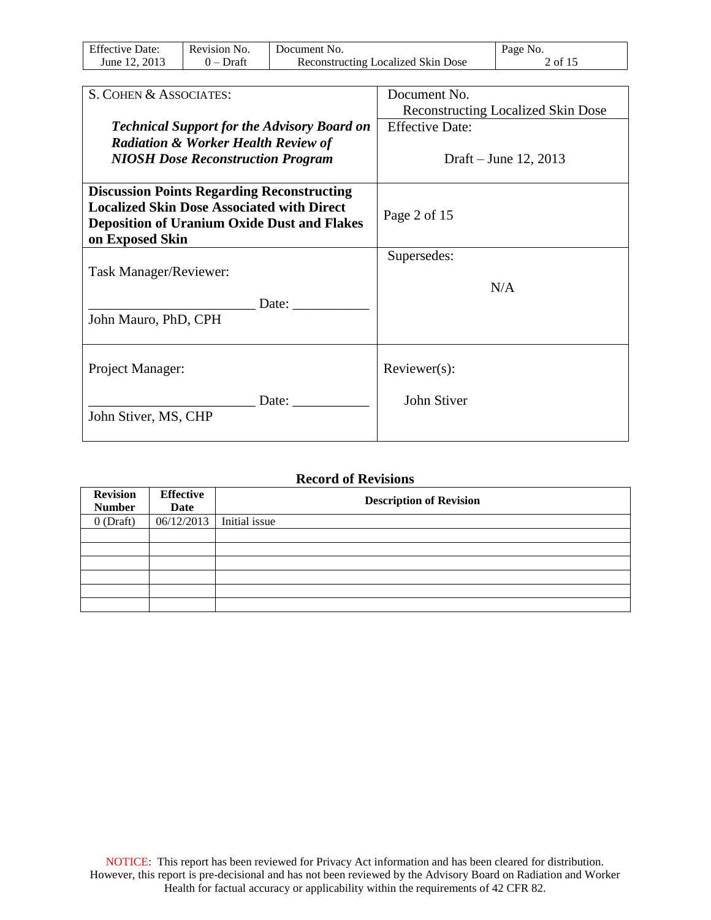| S. COHEN & ASSOCIATES:<br><br>***Technical Support for the Advisory Board on Radiation & Worker Health Review of NIOSH Dose Reconstruction Program*** | Document No.<br>Reconstructing Localized Skin Dose<br><br>Effective Date:<br><br>Draft – June 12, 2013 |
|---|---|
| **Discussion Points Regarding Reconstructing Localized Skin Dose Associated with Direct Deposition of Uranium Oxide Dust and Flakes on Exposed Skin** | Page 2 of 15 |
| Task Manager/Reviewer:<br><br>________________________ Date: ___________<br>John Mauro, PhD, CPH | Supersedes:<br><br>N/A |
| Project Manager:<br><br>________________________ Date: ___________<br>John Stiver, MS, CHP | Reviewer(s):<br><br>John Stiver |

**Record of Revisions**

| Revision Number | Effective Date | Description of Revision |
|---|---|---|
| 0 (Draft) | 06/12/2013 | Initial issue |
| | | |
| | | |
| | | |
| | | |
| | | |
| | | |

NOTICE: This report has been reviewed for Privacy Act information and has been cleared for distribution. However, this report is pre-decisional and has not been reviewed by the Advisory Board on Radiation and Worker Health for factual accuracy or applicability within the requirements of 42 CFR 82.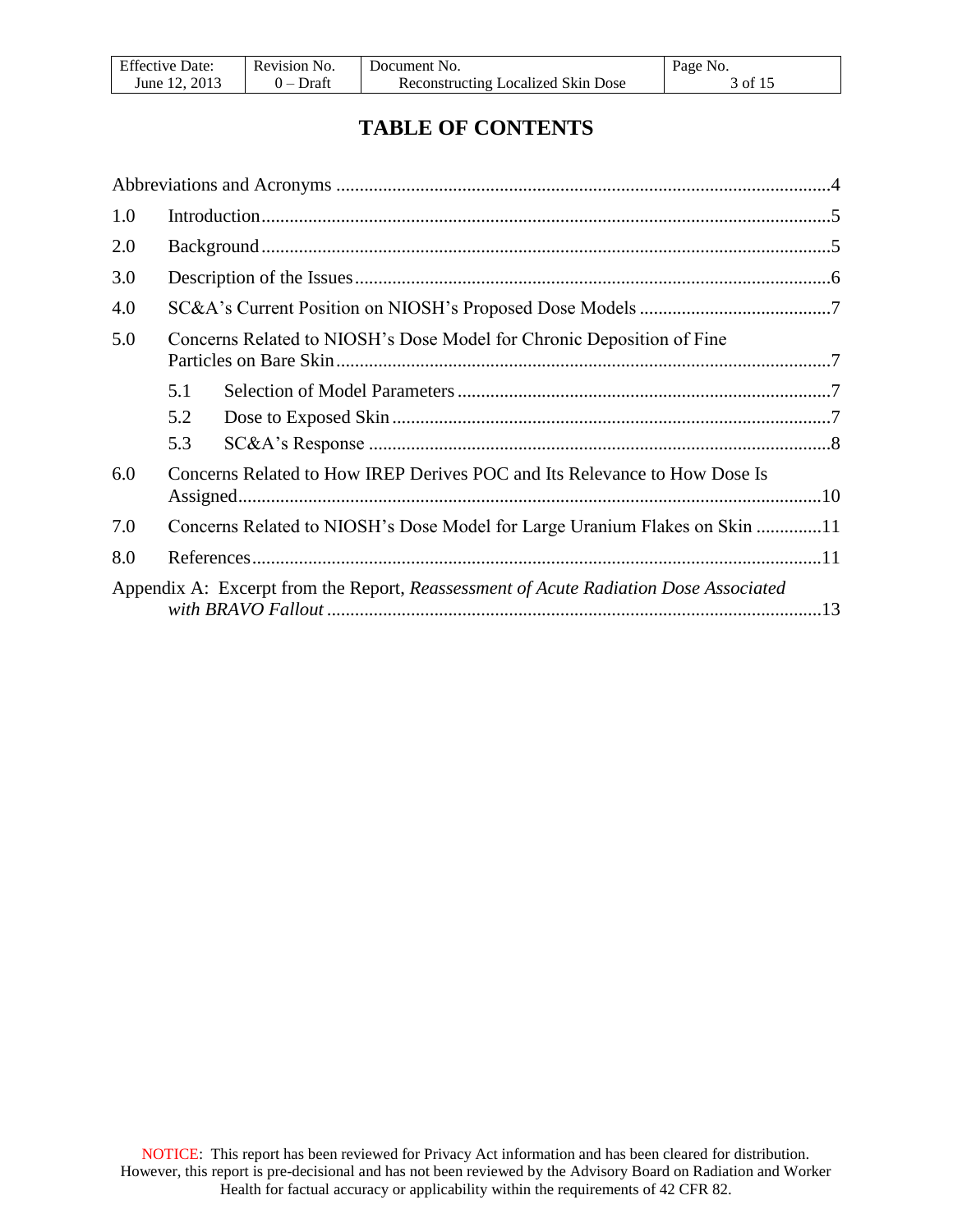# TABLE OF CONTENTS

Abbreviations and Acronyms ....................................................................................................4

1.0 Introduction....................................................................................................................5

2.0 Background....................................................................................................................5

3.0 Description of the Issues................................................................................................6

4.0 SC&A's Current Position on NIOSH's Proposed Dose Models ........................................7

5.0 Concerns Related to NIOSH's Dose Model for Chronic Deposition of Fine Particles on Bare Skin....................................................................................................7

- 5.1 Selection of Model Parameters ..........................................................................7
- 5.2 Dose to Exposed Skin........................................................................................7
- 5.3 SC&A's Response ..............................................................................................8

6.0 Concerns Related to How IREP Derives POC and Its Relevance to How Dose Is Assigned.......................................................................................................................10

7.0 Concerns Related to NIOSH's Dose Model for Large Uranium Flakes on Skin .............11

8.0 References....................................................................................................................11

Appendix A: Excerpt from the Report, *Reassessment of Acute Radiation Dose Associated with BRAVO Fallout* ..........................................................................................................13

NOTICE: This report has been reviewed for Privacy Act information and has been cleared for distribution. However, this report is pre-decisional and has not been reviewed by the Advisory Board on Radiation and Worker Health for factual accuracy or applicability within the requirements of 42 CFR 82.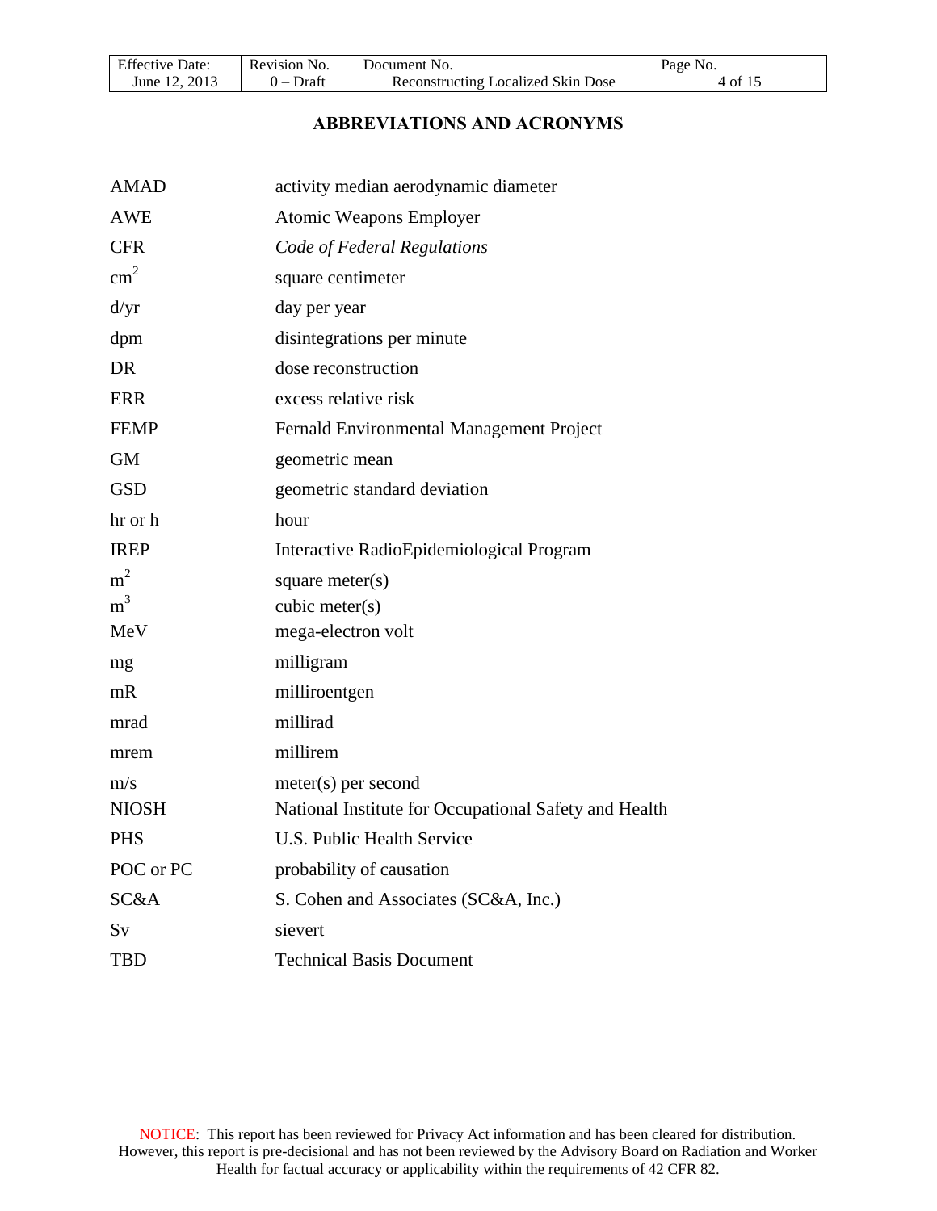# ABBREVIATIONS AND ACRONYMS

| | |
|---|---|
| AMAD | activity median aerodynamic diameter |
| AWE | Atomic Weapons Employer |
| CFR | *Code of Federal Regulations* |
| $cm^2$ | square centimeter |
| d/yr | day per year |
| dpm | disintegrations per minute |
| DR | dose reconstruction |
| ERR | excess relative risk |
| FEMP | Fernald Environmental Management Project |
| GM | geometric mean |
| GSD | geometric standard deviation |
| hr or h | hour |
| IREP | Interactive RadioEpidemiological Program |
| $m^2$ | square meter(s) |
| $m^3$ | cubic meter(s) |
| MeV | mega-electron volt |
| mg | milligram |
| mR | milliroentgen |
| mrad | millirad |
| mrem | millirem |
| m/s | meter(s) per second |
| NIOSH | National Institute for Occupational Safety and Health |
| PHS | U.S. Public Health Service |
| POC or PC | probability of causation |
| SC&A | S. Cohen and Associates (SC&A, Inc.) |
| Sv | sievert |
| TBD | Technical Basis Document |

NOTICE: This report has been reviewed for Privacy Act information and has been cleared for distribution. However, this report is pre-decisional and has not been reviewed by the Advisory Board on Radiation and Worker Health for factual accuracy or applicability within the requirements of 42 CFR 82.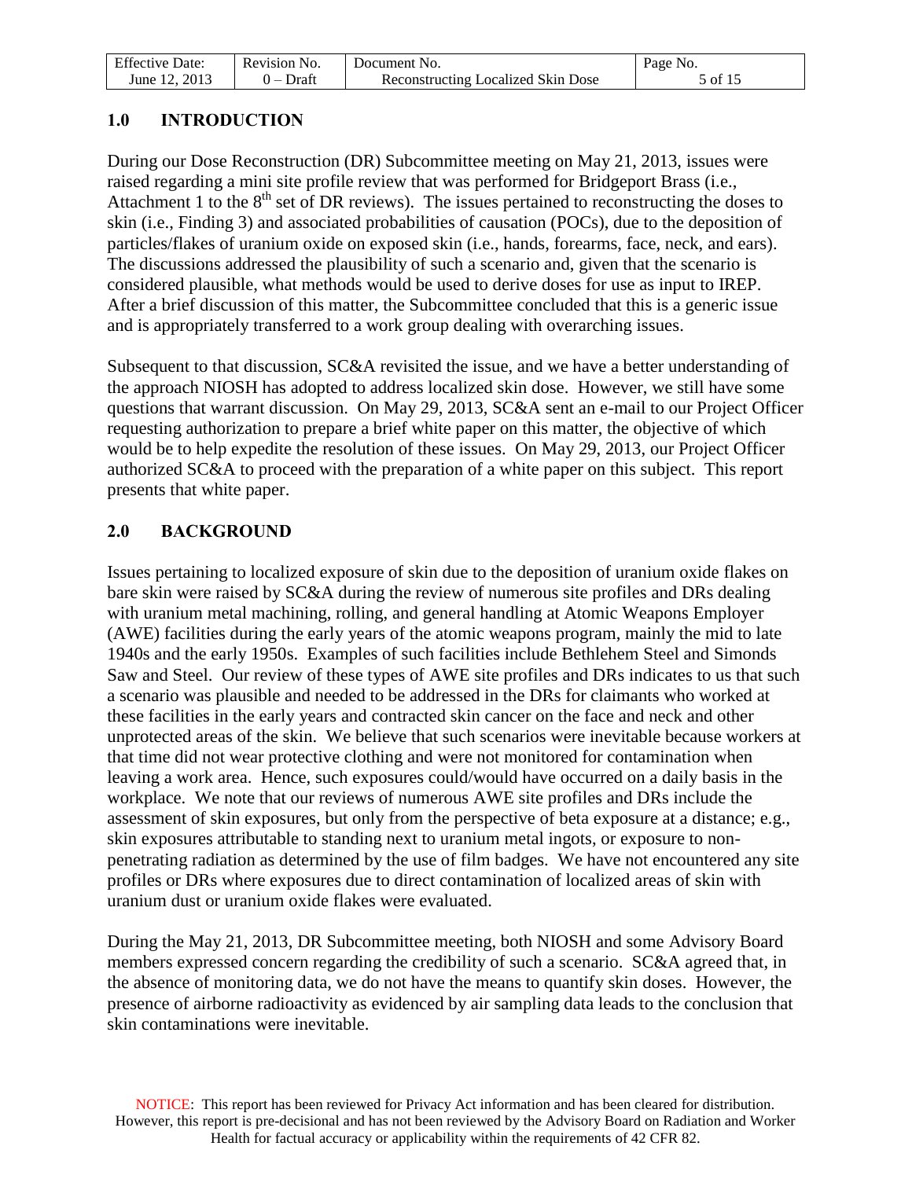## 1.0 INTRODUCTION

During our Dose Reconstruction (DR) Subcommittee meeting on May 21, 2013, issues were raised regarding a mini site profile review that was performed for Bridgeport Brass (i.e., Attachment 1 to the 8th set of DR reviews). The issues pertained to reconstructing the doses to skin (i.e., Finding 3) and associated probabilities of causation (POCs), due to the deposition of particles/flakes of uranium oxide on exposed skin (i.e., hands, forearms, face, neck, and ears). The discussions addressed the plausibility of such a scenario and, given that the scenario is considered plausible, what methods would be used to derive doses for use as input to IREP. After a brief discussion of this matter, the Subcommittee concluded that this is a generic issue and is appropriately transferred to a work group dealing with overarching issues.

Subsequent to that discussion, SC&A revisited the issue, and we have a better understanding of the approach NIOSH has adopted to address localized skin dose. However, we still have some questions that warrant discussion. On May 29, 2013, SC&A sent an e-mail to our Project Officer requesting authorization to prepare a brief white paper on this matter, the objective of which would be to help expedite the resolution of these issues. On May 29, 2013, our Project Officer authorized SC&A to proceed with the preparation of a white paper on this subject. This report presents that white paper.

## 2.0 BACKGROUND

Issues pertaining to localized exposure of skin due to the deposition of uranium oxide flakes on bare skin were raised by SC&A during the review of numerous site profiles and DRs dealing with uranium metal machining, rolling, and general handling at Atomic Weapons Employer (AWE) facilities during the early years of the atomic weapons program, mainly the mid to late 1940s and the early 1950s. Examples of such facilities include Bethlehem Steel and Simonds Saw and Steel. Our review of these types of AWE site profiles and DRs indicates to us that such a scenario was plausible and needed to be addressed in the DRs for claimants who worked at these facilities in the early years and contracted skin cancer on the face and neck and other unprotected areas of the skin. We believe that such scenarios were inevitable because workers at that time did not wear protective clothing and were not monitored for contamination when leaving a work area. Hence, such exposures could/would have occurred on a daily basis in the workplace. We note that our reviews of numerous AWE site profiles and DRs include the assessment of skin exposures, but only from the perspective of beta exposure at a distance; e.g., skin exposures attributable to standing next to uranium metal ingots, or exposure to non-penetrating radiation as determined by the use of film badges. We have not encountered any site profiles or DRs where exposures due to direct contamination of localized areas of skin with uranium dust or uranium oxide flakes were evaluated.

During the May 21, 2013, DR Subcommittee meeting, both NIOSH and some Advisory Board members expressed concern regarding the credibility of such a scenario. SC&A agreed that, in the absence of monitoring data, we do not have the means to quantify skin doses. However, the presence of airborne radioactivity as evidenced by air sampling data leads to the conclusion that skin contaminations were inevitable.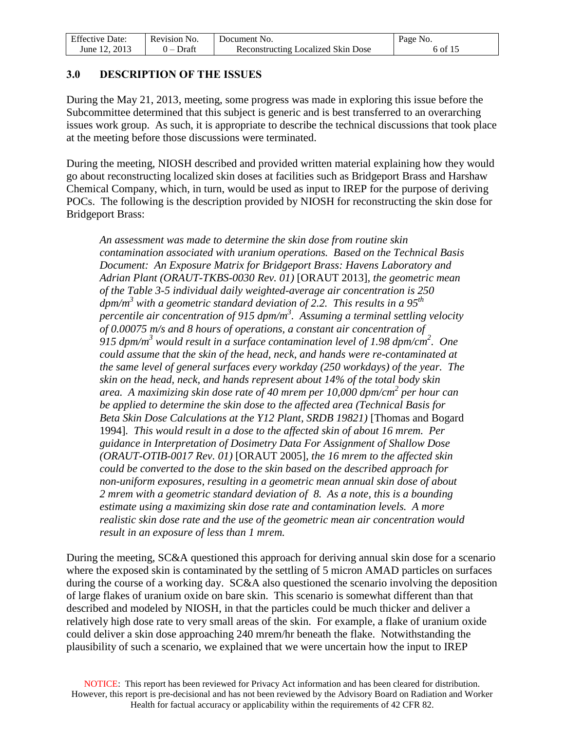## 3.0 DESCRIPTION OF THE ISSUES

During the May 21, 2013, meeting, some progress was made in exploring this issue before the Subcommittee determined that this subject is generic and is best transferred to an overarching issues work group. As such, it is appropriate to describe the technical discussions that took place at the meeting before those discussions were terminated.

During the meeting, NIOSH described and provided written material explaining how they would go about reconstructing localized skin doses at facilities such as Bridgeport Brass and Harshaw Chemical Company, which, in turn, would be used as input to IREP for the purpose of deriving POCs. The following is the description provided by NIOSH for reconstructing the skin dose for Bridgeport Brass:

> *An assessment was made to determine the skin dose from routine skin contamination associated with uranium operations. Based on the Technical Basis Document: An Exposure Matrix for Bridgeport Brass: Havens Laboratory and Adrian Plant (ORAUT-TKBS-0030 Rev. 01)* [ORAUT 2013], *the geometric mean of the Table 3-5 individual daily weighted-average air concentration is 250 dpm/m$^3$ with a geometric standard deviation of 2.2. This results in a 95$^{th}$ percentile air concentration of 915 dpm/m$^3$. Assuming a terminal settling velocity of 0.00075 m/s and 8 hours of operations, a constant air concentration of 915 dpm/m$^3$ would result in a surface contamination level of 1.98 dpm/cm$^2$. One could assume that the skin of the head, neck, and hands were re-contaminated at the same level of general surfaces every workday (250 workdays) of the year. The skin on the head, neck, and hands represent about 14% of the total body skin area. A maximizing skin dose rate of 40 mrem per 10,000 dpm/cm$^2$ per hour can be applied to determine the skin dose to the affected area (Technical Basis for Beta Skin Dose Calculations at the Y12 Plant, SRDB 19821)* [Thomas and Bogard 1994]. *This would result in a dose to the affected skin of about 16 mrem. Per guidance in Interpretation of Dosimetry Data For Assignment of Shallow Dose (ORAUT-OTIB-0017 Rev. 01)* [ORAUT 2005], *the 16 mrem to the affected skin could be converted to the dose to the skin based on the described approach for non-uniform exposures, resulting in a geometric mean annual skin dose of about 2 mrem with a geometric standard deviation of 8. As a note, this is a bounding estimate using a maximizing skin dose rate and contamination levels. A more realistic skin dose rate and the use of the geometric mean air concentration would result in an exposure of less than 1 mrem.*

During the meeting, SC&A questioned this approach for deriving annual skin dose for a scenario where the exposed skin is contaminated by the settling of 5 micron AMAD particles on surfaces during the course of a working day. SC&A also questioned the scenario involving the deposition of large flakes of uranium oxide on bare skin. This scenario is somewhat different than that described and modeled by NIOSH, in that the particles could be much thicker and deliver a relatively high dose rate to very small areas of the skin. For example, a flake of uranium oxide could deliver a skin dose approaching 240 mrem/hr beneath the flake. Notwithstanding the plausibility of such a scenario, we explained that we were uncertain how the input to IREP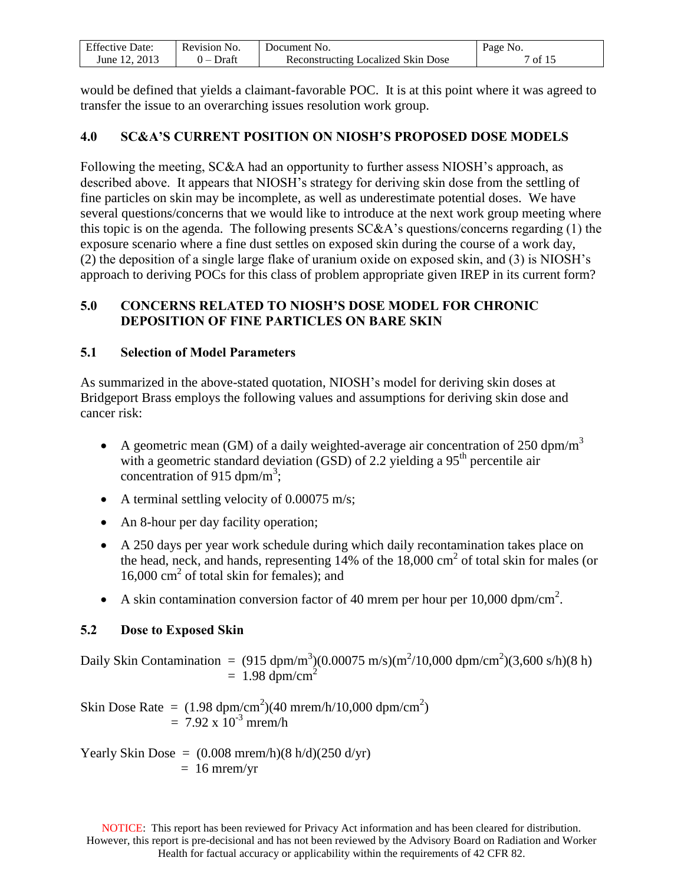would be defined that yields a claimant-favorable POC. It is at this point where it was agreed to transfer the issue to an overarching issues resolution work group.

## 4.0 SC&A'S CURRENT POSITION ON NIOSH'S PROPOSED DOSE MODELS

Following the meeting, SC&A had an opportunity to further assess NIOSH's approach, as described above. It appears that NIOSH's strategy for deriving skin dose from the settling of fine particles on skin may be incomplete, as well as underestimate potential doses. We have several questions/concerns that we would like to introduce at the next work group meeting where this topic is on the agenda. The following presents SC&A's questions/concerns regarding (1) the exposure scenario where a fine dust settles on exposed skin during the course of a work day, (2) the deposition of a single large flake of uranium oxide on exposed skin, and (3) is NIOSH's approach to deriving POCs for this class of problem appropriate given IREP in its current form?

## 5.0 CONCERNS RELATED TO NIOSH'S DOSE MODEL FOR CHRONIC DEPOSITION OF FINE PARTICLES ON BARE SKIN

### 5.1 Selection of Model Parameters

As summarized in the above-stated quotation, NIOSH's model for deriving skin doses at Bridgeport Brass employs the following values and assumptions for deriving skin dose and cancer risk:

- A geometric mean (GM) of a daily weighted-average air concentration of 250 $dpm/m^3$ with a geometric standard deviation (GSD) of 2.2 yielding a $95^{th}$ percentile air concentration of 915 $dpm/m^3$;
- A terminal settling velocity of 0.00075 m/s;
- An 8-hour per day facility operation;
- A 250 days per year work schedule during which daily recontamination takes place on the head, neck, and hands, representing 14% of the 18,000 $cm^2$ of total skin for males (or 16,000 $cm^2$ of total skin for females); and
- A skin contamination conversion factor of 40 mrem per hour per 10,000 $dpm/cm^2$.

### 5.2 Dose to Exposed Skin

$$\text{Daily Skin Contamination} = (915\ dpm/m^3)(0.00075\ m/s)(m^2/10{,}000\ dpm/cm^2)(3{,}600\ s/h)(8\ h) = 1.98\ dpm/cm^2$$

$$\text{Skin Dose Rate} = (1.98\ dpm/cm^2)(40\ mrem/h/10{,}000\ dpm/cm^2) = 7.92 \times 10^{-3}\ mrem/h$$

$$\text{Yearly Skin Dose} = (0.008\ mrem/h)(8\ h/d)(250\ d/yr) = 16\ mrem/yr$$

NOTICE: This report has been reviewed for Privacy Act information and has been cleared for distribution. However, this report is pre-decisional and has not been reviewed by the Advisory Board on Radiation and Worker Health for factual accuracy or applicability within the requirements of 42 CFR 82.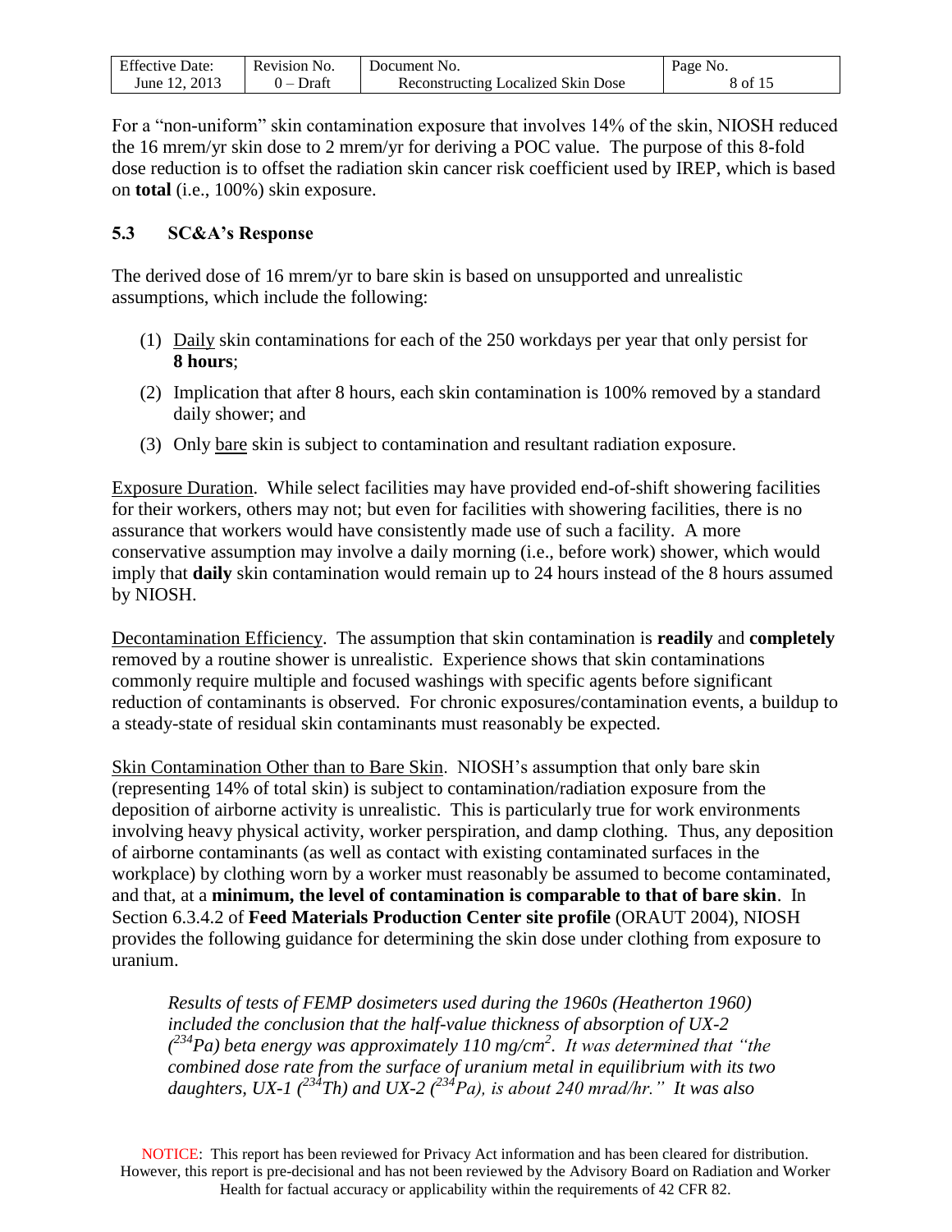For a "non-uniform" skin contamination exposure that involves 14% of the skin, NIOSH reduced the 16 mrem/yr skin dose to 2 mrem/yr for deriving a POC value. The purpose of this 8-fold dose reduction is to offset the radiation skin cancer risk coefficient used by IREP, which is based on **total** (i.e., 100%) skin exposure.

### 5.3 SC&A's Response

The derived dose of 16 mrem/yr to bare skin is based on unsupported and unrealistic assumptions, which include the following:

1. Daily skin contaminations for each of the 250 workdays per year that only persist for **8 hours**;
2. Implication that after 8 hours, each skin contamination is 100% removed by a standard daily shower; and
3. Only bare skin is subject to contamination and resultant radiation exposure.

Exposure Duration. While select facilities may have provided end-of-shift showering facilities for their workers, others may not; but even for facilities with showering facilities, there is no assurance that workers would have consistently made use of such a facility. A more conservative assumption may involve a daily morning (i.e., before work) shower, which would imply that **daily** skin contamination would remain up to 24 hours instead of the 8 hours assumed by NIOSH.

Decontamination Efficiency. The assumption that skin contamination is **readily** and **completely** removed by a routine shower is unrealistic. Experience shows that skin contaminations commonly require multiple and focused washings with specific agents before significant reduction of contaminants is observed. For chronic exposures/contamination events, a buildup to a steady-state of residual skin contaminants must reasonably be expected.

Skin Contamination Other than to Bare Skin. NIOSH's assumption that only bare skin (representing 14% of total skin) is subject to contamination/radiation exposure from the deposition of airborne activity is unrealistic. This is particularly true for work environments involving heavy physical activity, worker perspiration, and damp clothing. Thus, any deposition of airborne contaminants (as well as contact with existing contaminated surfaces in the workplace) by clothing worn by a worker must reasonably be assumed to become contaminated, and that, at a **minimum, the level of contamination is comparable to that of bare skin**. In Section 6.3.4.2 of **Feed Materials Production Center site profile** (ORAUT 2004), NIOSH provides the following guidance for determining the skin dose under clothing from exposure to uranium.

> *Results of tests of FEMP dosimeters used during the 1960s (Heatherton 1960) included the conclusion that the half-value thickness of absorption of UX-2 ($^{234}$Pa) beta energy was approximately 110 mg/cm$^2$. It was determined that "the combined dose rate from the surface of uranium metal in equilibrium with its two daughters, UX-1 ($^{234}$Th) and UX-2 ($^{234}$Pa), is about 240 mrad/hr." It was also*

NOTICE: This report has been reviewed for Privacy Act information and has been cleared for distribution. However, this report is pre-decisional and has not been reviewed by the Advisory Board on Radiation and Worker Health for factual accuracy or applicability within the requirements of 42 CFR 82.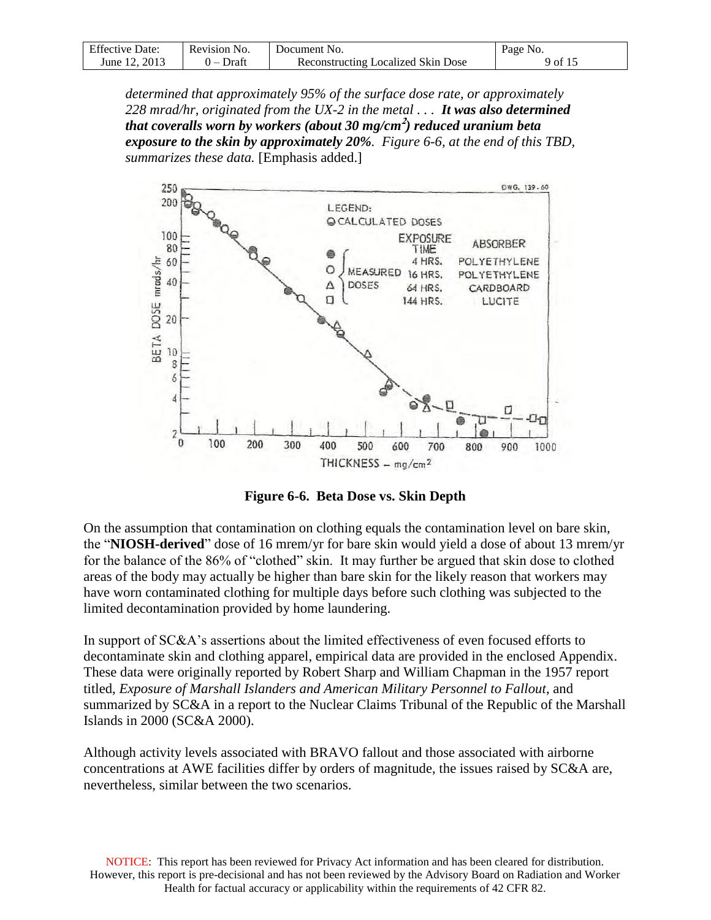*determined that approximately 95% of the surface dose rate, or approximately 228 mrad/hr, originated from the UX-2 in the metal . . .* ***It was also determined that coveralls worn by workers (about 30 mg/cm²) reduced uranium beta exposure to the skin by approximately 20%.*** *Figure 6-6, at the end of this TBD, summarizes these data.* [Emphasis added.]

**Figure 6-6. Beta Dose vs. Skin Depth**

On the assumption that contamination on clothing equals the contamination level on bare skin, the "**NIOSH-derived**" dose of 16 mrem/yr for bare skin would yield a dose of about 13 mrem/yr for the balance of the 86% of "clothed" skin. It may further be argued that skin dose to clothed areas of the body may actually be higher than bare skin for the likely reason that workers may have worn contaminated clothing for multiple days before such clothing was subjected to the limited decontamination provided by home laundering.

In support of SC&A's assertions about the limited effectiveness of even focused efforts to decontaminate skin and clothing apparel, empirical data are provided in the enclosed Appendix. These data were originally reported by Robert Sharp and William Chapman in the 1957 report titled, *Exposure of Marshall Islanders and American Military Personnel to Fallout*, and summarized by SC&A in a report to the Nuclear Claims Tribunal of the Republic of the Marshall Islands in 2000 (SC&A 2000).

Although activity levels associated with BRAVO fallout and those associated with airborne concentrations at AWE facilities differ by orders of magnitude, the issues raised by SC&A are, nevertheless, similar between the two scenarios.

NOTICE: This report has been reviewed for Privacy Act information and has been cleared for distribution. However, this report is pre-decisional and has not been reviewed by the Advisory Board on Radiation and Worker Health for factual accuracy or applicability within the requirements of 42 CFR 82.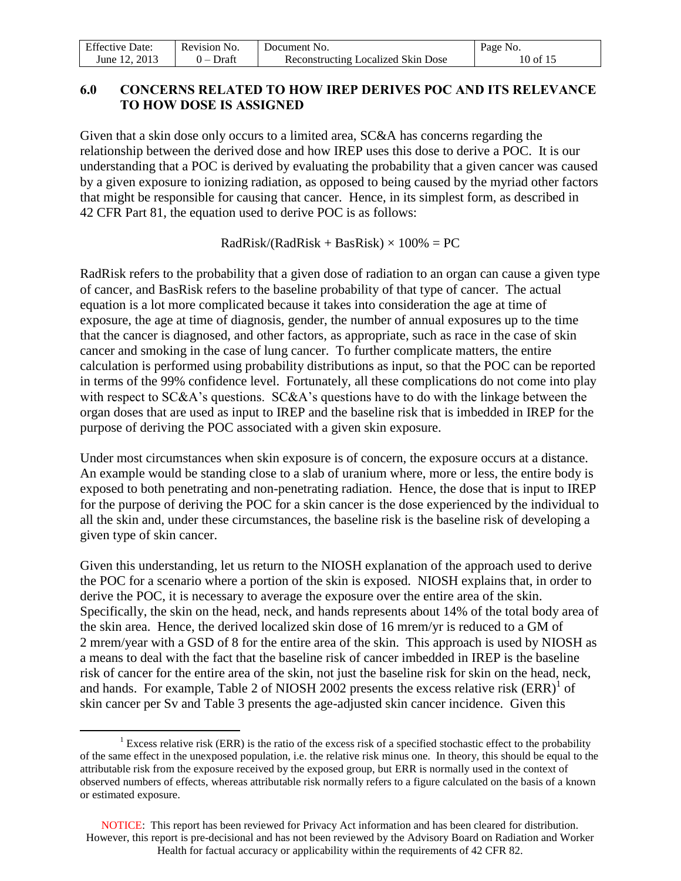## 6.0 CONCERNS RELATED TO HOW IREP DERIVES POC AND ITS RELEVANCE TO HOW DOSE IS ASSIGNED

Given that a skin dose only occurs to a limited area, SC&A has concerns regarding the relationship between the derived dose and how IREP uses this dose to derive a POC. It is our understanding that a POC is derived by evaluating the probability that a given cancer was caused by a given exposure to ionizing radiation, as opposed to being caused by the myriad other factors that might be responsible for causing that cancer. Hence, in its simplest form, as described in 42 CFR Part 81, the equation used to derive POC is as follows:

$$\text{RadRisk}/(\text{RadRisk} + \text{BasRisk}) \times 100\% = \text{PC}$$

RadRisk refers to the probability that a given dose of radiation to an organ can cause a given type of cancer, and BasRisk refers to the baseline probability of that type of cancer. The actual equation is a lot more complicated because it takes into consideration the age at time of exposure, the age at time of diagnosis, gender, the number of annual exposures up to the time that the cancer is diagnosed, and other factors, as appropriate, such as race in the case of skin cancer and smoking in the case of lung cancer. To further complicate matters, the entire calculation is performed using probability distributions as input, so that the POC can be reported in terms of the 99% confidence level. Fortunately, all these complications do not come into play with respect to SC&A's questions. SC&A's questions have to do with the linkage between the organ doses that are used as input to IREP and the baseline risk that is imbedded in IREP for the purpose of deriving the POC associated with a given skin exposure.

Under most circumstances when skin exposure is of concern, the exposure occurs at a distance. An example would be standing close to a slab of uranium where, more or less, the entire body is exposed to both penetrating and non-penetrating radiation. Hence, the dose that is input to IREP for the purpose of deriving the POC for a skin cancer is the dose experienced by the individual to all the skin and, under these circumstances, the baseline risk is the baseline risk of developing a given type of skin cancer.

Given this understanding, let us return to the NIOSH explanation of the approach used to derive the POC for a scenario where a portion of the skin is exposed. NIOSH explains that, in order to derive the POC, it is necessary to average the exposure over the entire area of the skin. Specifically, the skin on the head, neck, and hands represents about 14% of the total body area of the skin area. Hence, the derived localized skin dose of 16 mrem/yr is reduced to a GM of 2 mrem/year with a GSD of 8 for the entire area of the skin. This approach is used by NIOSH as a means to deal with the fact that the baseline risk of cancer imbedded in IREP is the baseline risk of cancer for the entire area of the skin, not just the baseline risk for skin on the head, neck, and hands. For example, Table 2 of NIOSH 2002 presents the excess relative risk (ERR)[1] of skin cancer per Sv and Table 3 presents the age-adjusted skin cancer incidence. Given this

[1] Excess relative risk (ERR) is the ratio of the excess risk of a specified stochastic effect to the probability of the same effect in the unexposed population, i.e. the relative risk minus one. In theory, this should be equal to the attributable risk from the exposure received by the exposed group, but ERR is normally used in the context of observed numbers of effects, whereas attributable risk normally refers to a figure calculated on the basis of a known or estimated exposure.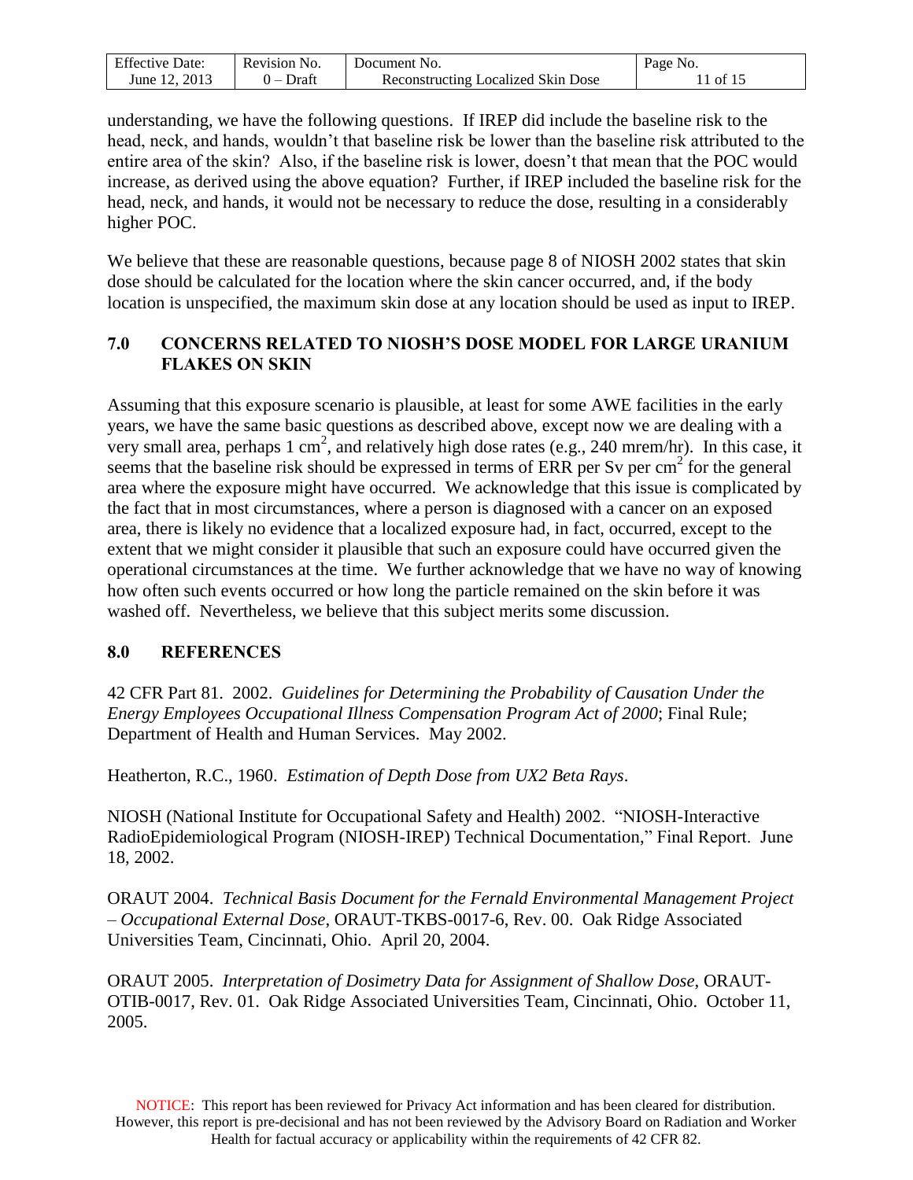understanding, we have the following questions. If IREP did include the baseline risk to the head, neck, and hands, wouldn't that baseline risk be lower than the baseline risk attributed to the entire area of the skin? Also, if the baseline risk is lower, doesn't that mean that the POC would increase, as derived using the above equation? Further, if IREP included the baseline risk for the head, neck, and hands, it would not be necessary to reduce the dose, resulting in a considerably higher POC.

We believe that these are reasonable questions, because page 8 of NIOSH 2002 states that skin dose should be calculated for the location where the skin cancer occurred, and, if the body location is unspecified, the maximum skin dose at any location should be used as input to IREP.

## 7.0 CONCERNS RELATED TO NIOSH'S DOSE MODEL FOR LARGE URANIUM FLAKES ON SKIN

Assuming that this exposure scenario is plausible, at least for some AWE facilities in the early years, we have the same basic questions as described above, except now we are dealing with a very small area, perhaps 1 $cm^2$, and relatively high dose rates (e.g., 240 mrem/hr). In this case, it seems that the baseline risk should be expressed in terms of ERR per Sv per $cm^2$ for the general area where the exposure might have occurred. We acknowledge that this issue is complicated by the fact that in most circumstances, where a person is diagnosed with a cancer on an exposed area, there is likely no evidence that a localized exposure had, in fact, occurred, except to the extent that we might consider it plausible that such an exposure could have occurred given the operational circumstances at the time. We further acknowledge that we have no way of knowing how often such events occurred or how long the particle remained on the skin before it was washed off. Nevertheless, we believe that this subject merits some discussion.

## 8.0 REFERENCES

42 CFR Part 81. 2002. *Guidelines for Determining the Probability of Causation Under the Energy Employees Occupational Illness Compensation Program Act of 2000*; Final Rule; Department of Health and Human Services. May 2002.

Heatherton, R.C., 1960. *Estimation of Depth Dose from UX2 Beta Rays*.

NIOSH (National Institute for Occupational Safety and Health) 2002. "NIOSH-Interactive RadioEpidemiological Program (NIOSH-IREP) Technical Documentation," Final Report. June 18, 2002.

ORAUT 2004. *Technical Basis Document for the Fernald Environmental Management Project – Occupational External Dose*, ORAUT-TKBS-0017-6, Rev. 00. Oak Ridge Associated Universities Team, Cincinnati, Ohio. April 20, 2004.

ORAUT 2005. *Interpretation of Dosimetry Data for Assignment of Shallow Dose*, ORAUT-OTIB-0017, Rev. 01. Oak Ridge Associated Universities Team, Cincinnati, Ohio. October 11, 2005.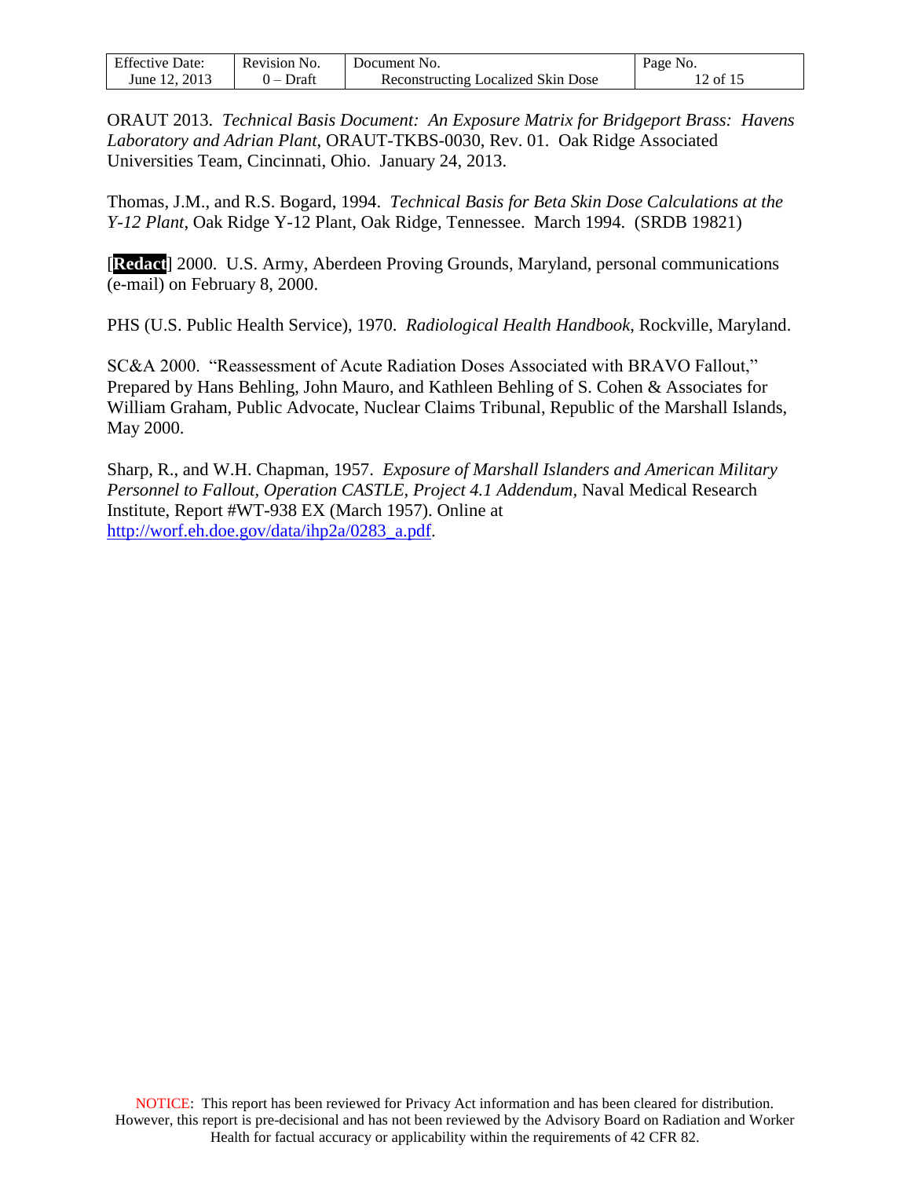ORAUT 2013. *Technical Basis Document: An Exposure Matrix for Bridgeport Brass: Havens Laboratory and Adrian Plant*, ORAUT-TKBS-0030, Rev. 01. Oak Ridge Associated Universities Team, Cincinnati, Ohio. January 24, 2013.

Thomas, J.M., and R.S. Bogard, 1994. *Technical Basis for Beta Skin Dose Calculations at the Y-12 Plant*, Oak Ridge Y-12 Plant, Oak Ridge, Tennessee. March 1994. (SRDB 19821)

[**Redact**] 2000. U.S. Army, Aberdeen Proving Grounds, Maryland, personal communications (e-mail) on February 8, 2000.

PHS (U.S. Public Health Service), 1970. *Radiological Health Handbook*, Rockville, Maryland.

SC&A 2000. "Reassessment of Acute Radiation Doses Associated with BRAVO Fallout," Prepared by Hans Behling, John Mauro, and Kathleen Behling of S. Cohen & Associates for William Graham, Public Advocate, Nuclear Claims Tribunal, Republic of the Marshall Islands, May 2000.

Sharp, R., and W.H. Chapman, 1957. *Exposure of Marshall Islanders and American Military Personnel to Fallout, Operation CASTLE, Project 4.1 Addendum*, Naval Medical Research Institute, Report #WT-938 EX (March 1957). Online at http://worf.eh.doe.gov/data/ihp2a/0283_a.pdf.

NOTICE: This report has been reviewed for Privacy Act information and has been cleared for distribution. However, this report is pre-decisional and has not been reviewed by the Advisory Board on Radiation and Worker Health for factual accuracy or applicability within the requirements of 42 CFR 82.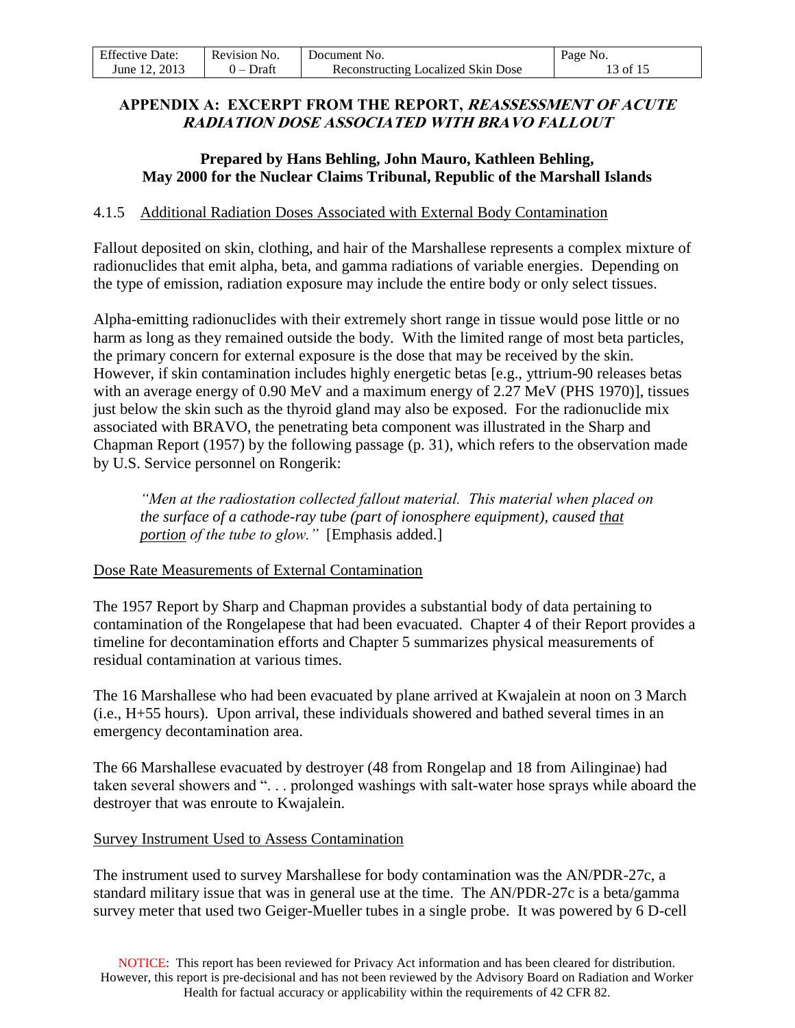## APPENDIX A: EXCERPT FROM THE REPORT, *REASSESSMENT OF ACUTE RADIATION DOSE ASSOCIATED WITH BRAVO FALLOUT*

**Prepared by Hans Behling, John Mauro, Kathleen Behling, May 2000 for the Nuclear Claims Tribunal, Republic of the Marshall Islands**

### 4.1.5 Additional Radiation Doses Associated with External Body Contamination

Fallout deposited on skin, clothing, and hair of the Marshallese represents a complex mixture of radionuclides that emit alpha, beta, and gamma radiations of variable energies. Depending on the type of emission, radiation exposure may include the entire body or only select tissues.

Alpha-emitting radionuclides with their extremely short range in tissue would pose little or no harm as long as they remained outside the body. With the limited range of most beta particles, the primary concern for external exposure is the dose that may be received by the skin. However, if skin contamination includes highly energetic betas [e.g., yttrium-90 releases betas with an average energy of 0.90 MeV and a maximum energy of 2.27 MeV (PHS 1970)], tissues just below the skin such as the thyroid gland may also be exposed. For the radionuclide mix associated with BRAVO, the penetrating beta component was illustrated in the Sharp and Chapman Report (1957) by the following passage (p. 31), which refers to the observation made by U.S. Service personnel on Rongerik:

> *"Men at the radiostation collected fallout material. This material when placed on the surface of a cathode-ray tube (part of ionosphere equipment), caused <u>that portion</u> of the tube to glow."* [Emphasis added.]

<u>Dose Rate Measurements of External Contamination</u>

The 1957 Report by Sharp and Chapman provides a substantial body of data pertaining to contamination of the Rongelapese that had been evacuated. Chapter 4 of their Report provides a timeline for decontamination efforts and Chapter 5 summarizes physical measurements of residual contamination at various times.

The 16 Marshallese who had been evacuated by plane arrived at Kwajalein at noon on 3 March (i.e., H+55 hours). Upon arrival, these individuals showered and bathed several times in an emergency decontamination area.

The 66 Marshallese evacuated by destroyer (48 from Rongelap and 18 from Ailinginae) had taken several showers and ". . . prolonged washings with salt-water hose sprays while aboard the destroyer that was enroute to Kwajalein.

<u>Survey Instrument Used to Assess Contamination</u>

The instrument used to survey Marshallese for body contamination was the AN/PDR-27c, a standard military issue that was in general use at the time. The AN/PDR-27c is a beta/gamma survey meter that used two Geiger-Mueller tubes in a single probe. It was powered by 6 D-cell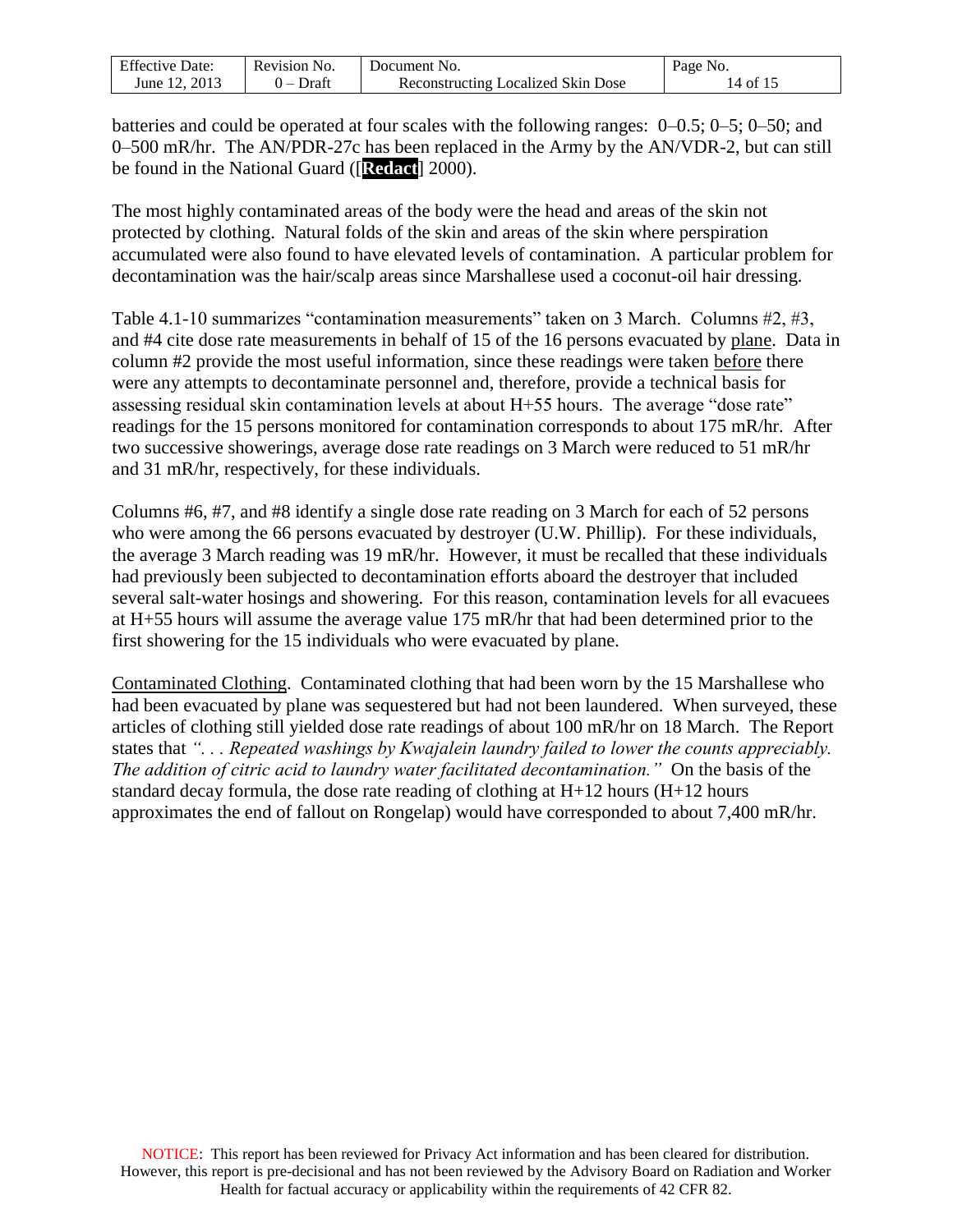batteries and could be operated at four scales with the following ranges: 0–0.5; 0–5; 0–50; and 0–500 mR/hr. The AN/PDR-27c has been replaced in the Army by the AN/VDR-2, but can still be found in the National Guard ([**Redact**] 2000).

The most highly contaminated areas of the body were the head and areas of the skin not protected by clothing. Natural folds of the skin and areas of the skin where perspiration accumulated were also found to have elevated levels of contamination. A particular problem for decontamination was the hair/scalp areas since Marshallese used a coconut-oil hair dressing.

Table 4.1-10 summarizes "contamination measurements" taken on 3 March. Columns #2, #3, and #4 cite dose rate measurements in behalf of 15 of the 16 persons evacuated by <u>plane</u>. Data in column #2 provide the most useful information, since these readings were taken <u>before</u> there were any attempts to decontaminate personnel and, therefore, provide a technical basis for assessing residual skin contamination levels at about H+55 hours. The average "dose rate" readings for the 15 persons monitored for contamination corresponds to about 175 mR/hr. After two successive showerings, average dose rate readings on 3 March were reduced to 51 mR/hr and 31 mR/hr, respectively, for these individuals.

Columns #6, #7, and #8 identify a single dose rate reading on 3 March for each of 52 persons who were among the 66 persons evacuated by destroyer (U.W. Phillip). For these individuals, the average 3 March reading was 19 mR/hr. However, it must be recalled that these individuals had previously been subjected to decontamination efforts aboard the destroyer that included several salt-water hosings and showering. For this reason, contamination levels for all evacuees at H+55 hours will assume the average value 175 mR/hr that had been determined prior to the first showering for the 15 individuals who were evacuated by plane.

<u>Contaminated Clothing</u>. Contaminated clothing that had been worn by the 15 Marshallese who had been evacuated by plane was sequestered but had not been laundered. When surveyed, these articles of clothing still yielded dose rate readings of about 100 mR/hr on 18 March. The Report states that *". . . Repeated washings by Kwajalein laundry failed to lower the counts appreciably. The addition of citric acid to laundry water facilitated decontamination."* On the basis of the standard decay formula, the dose rate reading of clothing at H+12 hours (H+12 hours approximates the end of fallout on Rongelap) would have corresponded to about 7,400 mR/hr.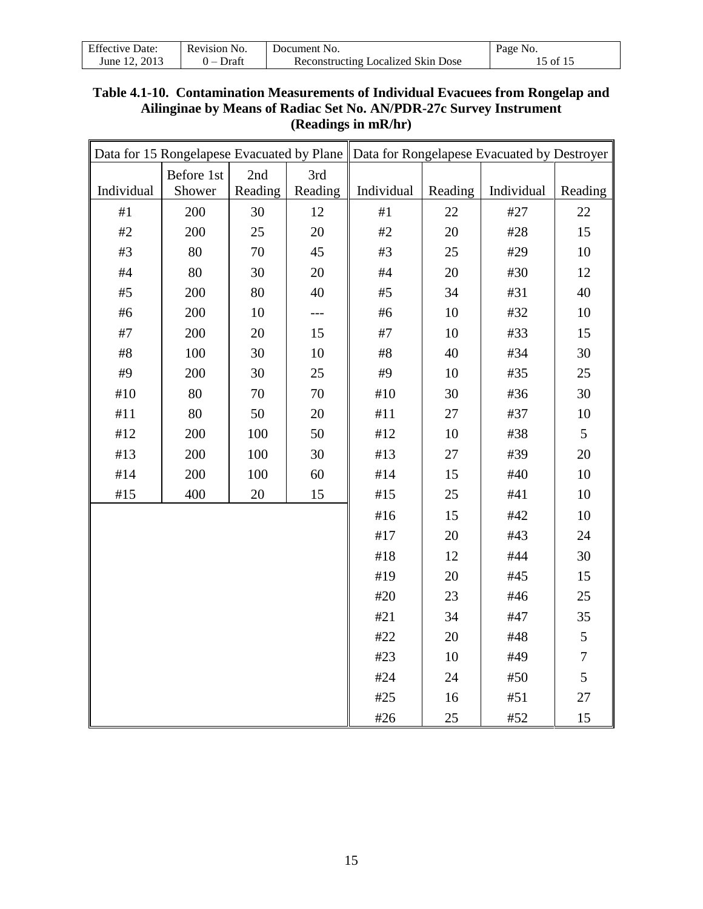**Table 4.1-10. Contamination Measurements of Individual Evacuees from Rongelap and Ailinginae by Means of Radiac Set No. AN/PDR-27c Survey Instrument (Readings in mR/hr)**

| Data for 15 Rongelapese Evacuated by Plane | | | | Data for Rongelapese Evacuated by Destroyer | | | |
|---|---|---|---|---|---|---|---|
| Individual | Before 1st Shower | 2nd Reading | 3rd Reading | Individual | Reading | Individual | Reading |
| #1 | 200 | 30 | 12 | #1 | 22 | #27 | 22 |
| #2 | 200 | 25 | 20 | #2 | 20 | #28 | 15 |
| #3 | 80 | 70 | 45 | #3 | 25 | #29 | 10 |
| #4 | 80 | 30 | 20 | #4 | 20 | #30 | 12 |
| #5 | 200 | 80 | 40 | #5 | 34 | #31 | 40 |
| #6 | 200 | 10 | --- | #6 | 10 | #32 | 10 |
| #7 | 200 | 20 | 15 | #7 | 10 | #33 | 15 |
| #8 | 100 | 30 | 10 | #8 | 40 | #34 | 30 |
| #9 | 200 | 30 | 25 | #9 | 10 | #35 | 25 |
| #10 | 80 | 70 | 70 | #10 | 30 | #36 | 30 |
| #11 | 80 | 50 | 20 | #11 | 27 | #37 | 10 |
| #12 | 200 | 100 | 50 | #12 | 10 | #38 | 5 |
| #13 | 200 | 100 | 30 | #13 | 27 | #39 | 20 |
| #14 | 200 | 100 | 60 | #14 | 15 | #40 | 10 |
| #15 | 400 | 20 | 15 | #15 | 25 | #41 | 10 |
| | | | | #16 | 15 | #42 | 10 |
| | | | | #17 | 20 | #43 | 24 |
| | | | | #18 | 12 | #44 | 30 |
| | | | | #19 | 20 | #45 | 15 |
| | | | | #20 | 23 | #46 | 25 |
| | | | | #21 | 34 | #47 | 35 |
| | | | | #22 | 20 | #48 | 5 |
| | | | | #23 | 10 | #49 | 7 |
| | | | | #24 | 24 | #50 | 5 |
| | | | | #25 | 16 | #51 | 27 |
| | | | | #26 | 25 | #52 | 15 |